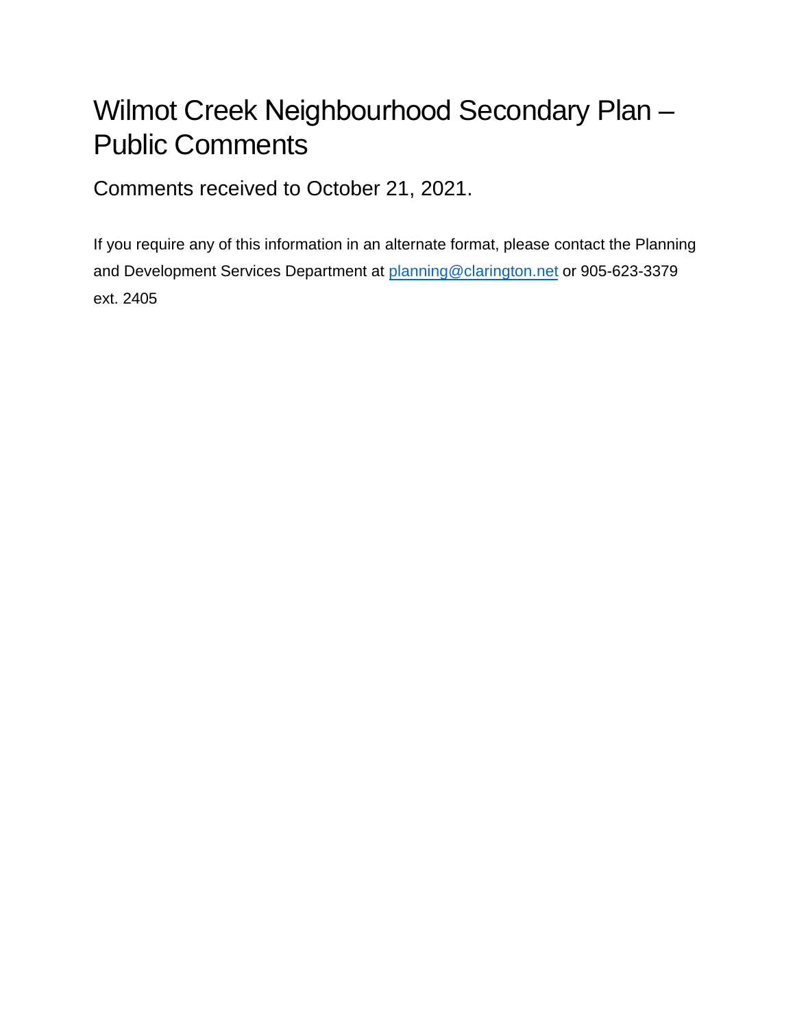# Wilmot Creek Neighbourhood Secondary Plan – Public Comments

## Comments received to October 21, 2021.

If you require any of this information in an alternate format, please contact the Planning and Development Services Department at [planning@clarington.net](mailto:planning@clarington.net) or 905-623-3379 ext. 2405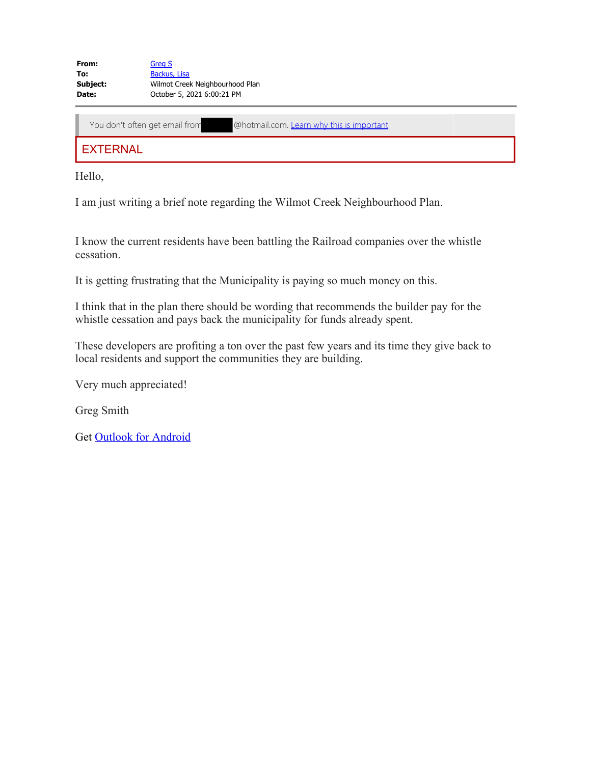**From:** Greg S
**To:** Backus, Lisa
**Subject:** Wilmot Creek Neighbourhood Plan
**Date:** October 5, 2021 6:00:21 PM

You don't often get email from @hotmail.com. Learn why this is important

EXTERNAL

Hello,

I am just writing a brief note regarding the Wilmot Creek Neighbourhood Plan.

I know the current residents have been battling the Railroad companies over the whistle cessation.

It is getting frustrating that the Municipality is paying so much money on this.

I think that in the plan there should be wording that recommends the builder pay for the whistle cessation and pays back the municipality for funds already spent.

These developers are profiting a ton over the past few years and its time they give back to local residents and support the communities they are building.

Very much appreciated!

Greg Smith

Get Outlook for Android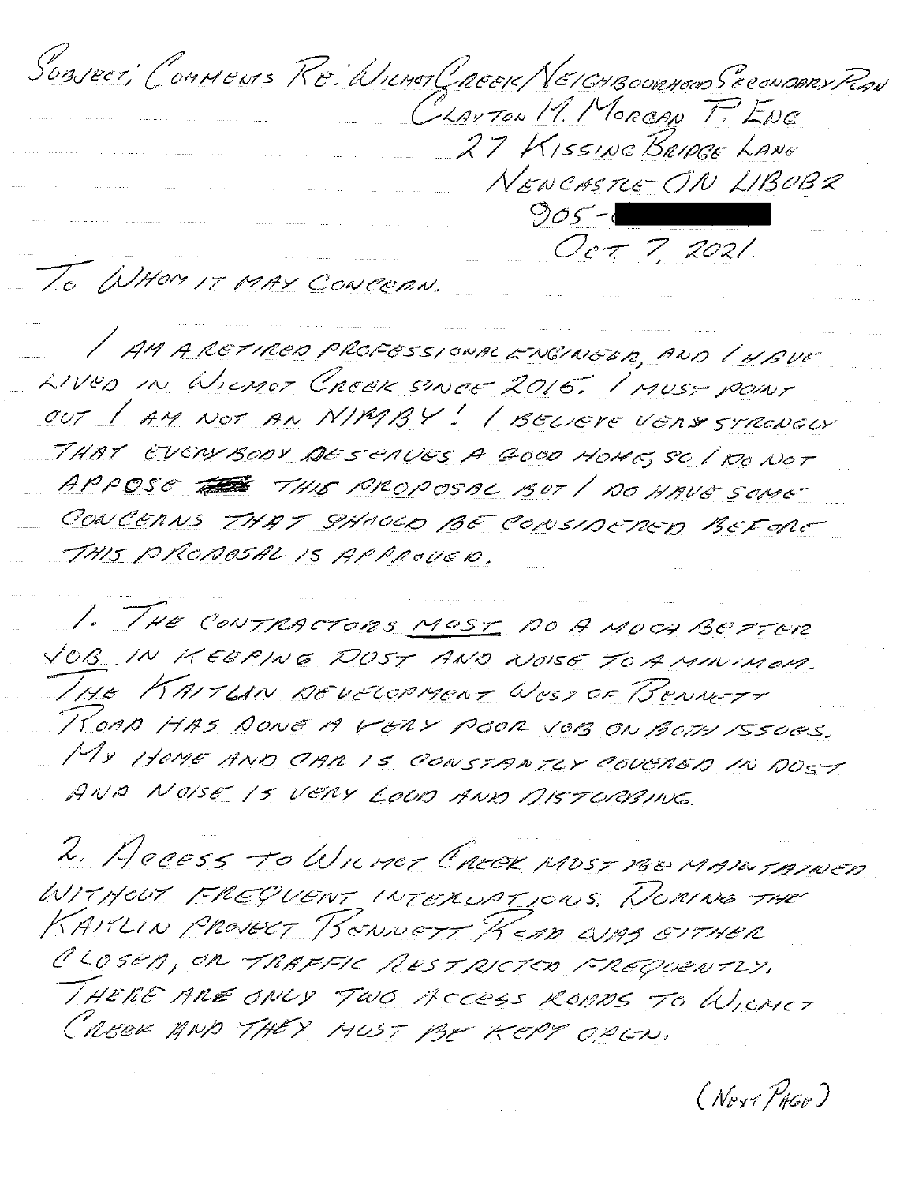SUBJECT: COMMENTS RE: WILMOT CREEK NEIGHBOURHOOD SECONDARY PLAN

CLAYTON M. MORGAN P. ENG
27 KISSING BRIDGE LANE
NEWCASTLE ON L1B0B2
905-[REDACTED]
OCT 7, 2021.

TO WHOM IT MAY CONCERN.

I AM A RETIRED PROFESSIONAL ENGINEER, AND I HAVE LIVED IN WILMOT CREEK SINCE 2015. I MUST POINT OUT I AM NOT AN NIMBY! I BELIEVE VERY STRONGLY THAT EVERYBODY DESERVES A GOOD HOME, SO I DO NOT APPOSE ~~THE~~ THIS PROPOSAL BUT I DO HAVE SOME CONCERNS THAT SHOULD BE CONSIDERED BEFORE THIS PROPOSAL IS APPROVED.

1. THE CONTRACTORS MUST DO A MUCH BETTER JOB IN KEEPING DUST AND NOISE TO A MINIMUM. THE KAITLIN DEVELOPMENT WEST OF BENNETT ROAD HAS DONE A VERY POOR JOB ON BOTH ISSUES. MY HOME AND CAR IS CONSTANTLY COVERED IN DUST AND NOISE IS VERY LOUD AND DISTURBING.

2. ACCESS TO WILMOT CREEK MUST BE MAINTAINED WITHOUT FREQUENT INTERUPTIONS. DURING THE KAITLIN PROJECT BENNETT ROAD WAS EITHER CLOSED, OR TRAFFIC RESTRICTED FREQUENTLY. THERE ARE ONLY TWO ACCESS ROADS TO WILMOT CREEK AND THEY MUST BE KEPT OPEN.

(NEXT PAGE)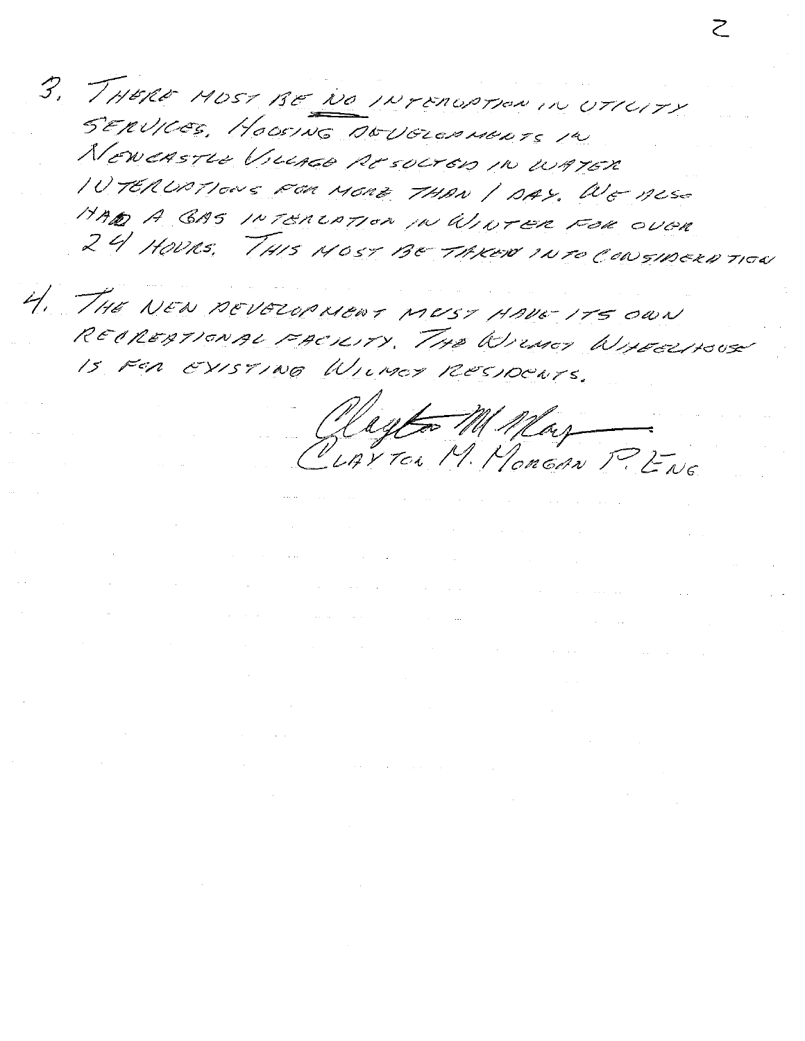3. THERE MUST BE NO INTERRUPTION IN UTILITY SERVICES. HOUSING DEVELOPMENTS IN NEWCASTLE VILLAGE RESULTED IN WATER INTERRUPTIONS FOR MORE THAN 1 DAY. WE ALSO HAD A GAS INTERRUPTION IN WINTER FOR OVER 24 HOURS. THIS MUST BE TAKEN INTO CONSIDERATION

4. THE NEW DEVELOPMENT MUST HAVE ITS OWN RECREATIONAL FACILITY. THE WILMOT WHEELHOUSE IS FOR EXISTING WILMOT RESIDENTS.

CLAYTON M. MORGAN P. ENG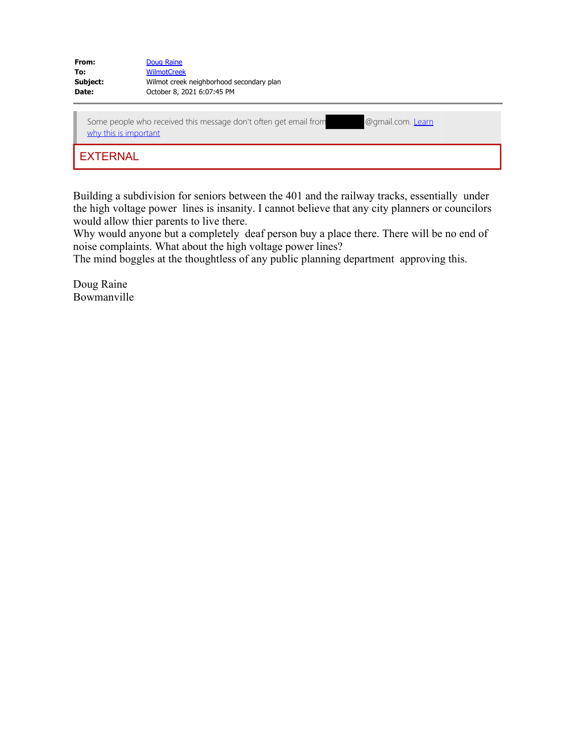| | |
|---|---|
| **From:** | Doug Raine |
| **To:** | WilmotCreek |
| **Subject:** | Wilmot creek neighborhood secondary plan |
| **Date:** | October 8, 2021 6:07:45 PM |

Some people who received this message don't often get email from ██████@gmail.com. Learn why this is important

EXTERNAL

Building a subdivision for seniors between the 401 and the railway tracks, essentially under the high voltage power lines is insanity. I cannot believe that any city planners or councilors would allow thier parents to live there.
Why would anyone but a completely deaf person buy a place there. There will be no end of noise complaints. What about the high voltage power lines?
The mind boggles at the thoughtless of any public planning department approving this.

Doug Raine
Bowmanville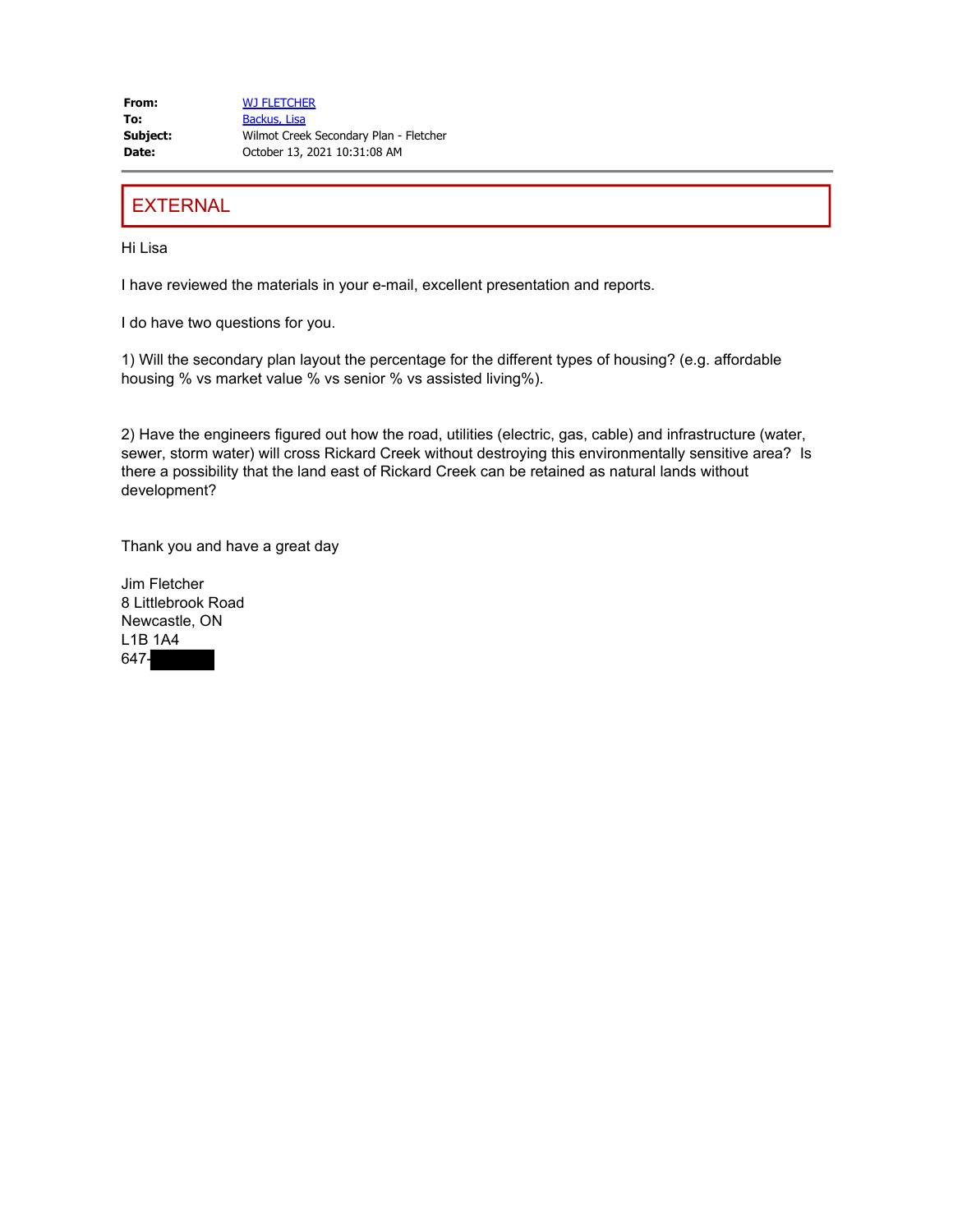| | |
|---|---|
| **From:** | WJ FLETCHER |
| **To:** | Backus, Lisa |
| **Subject:** | Wilmot Creek Secondary Plan - Fletcher |
| **Date:** | October 13, 2021 10:31:08 AM |

EXTERNAL

Hi Lisa

I have reviewed the materials in your e-mail, excellent presentation and reports.

I do have two questions for you.

1) Will the secondary plan layout the percentage for the different types of housing? (e.g. affordable housing % vs market value % vs senior % vs assisted living%).

2) Have the engineers figured out how the road, utilities (electric, gas, cable) and infrastructure (water, sewer, storm water) will cross Rickard Creek without destroying this environmentally sensitive area? Is there a possibility that the land east of Rickard Creek can be retained as natural lands without development?

Thank you and have a great day

Jim Fletcher
8 Littlebrook Road
Newcastle, ON
L1B 1A4
647-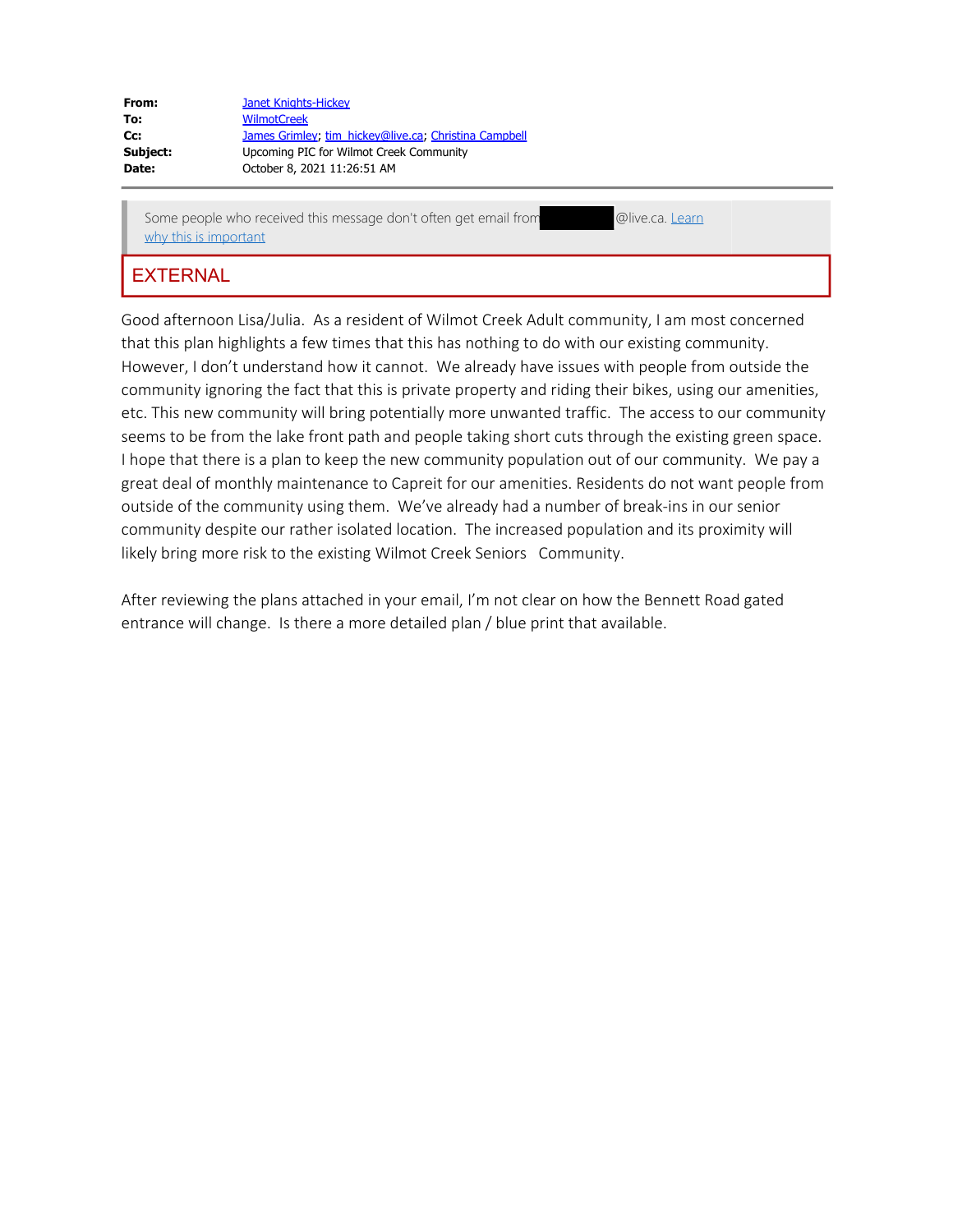| | |
|---|---|
| **From:** | Janet Knights-Hickey |
| **To:** | WilmotCreek |
| **Cc:** | James Grimley; tim_hickey@live.ca; Christina Campbell |
| **Subject:** | Upcoming PIC for Wilmot Creek Community |
| **Date:** | October 8, 2021 11:26:51 AM |

Some people who received this message don't often get email from ██████@live.ca. Learn why this is important

EXTERNAL

Good afternoon Lisa/Julia. As a resident of Wilmot Creek Adult community, I am most concerned that this plan highlights a few times that this has nothing to do with our existing community. However, I don't understand how it cannot. We already have issues with people from outside the community ignoring the fact that this is private property and riding their bikes, using our amenities, etc. This new community will bring potentially more unwanted traffic. The access to our community seems to be from the lake front path and people taking short cuts through the existing green space. I hope that there is a plan to keep the new community population out of our community. We pay a great deal of monthly maintenance to Capreit for our amenities. Residents do not want people from outside of the community using them. We've already had a number of break-ins in our senior community despite our rather isolated location. The increased population and its proximity will likely bring more risk to the existing Wilmot Creek Seniors Community.

After reviewing the plans attached in your email, I'm not clear on how the Bennett Road gated entrance will change. Is there a more detailed plan / blue print that available.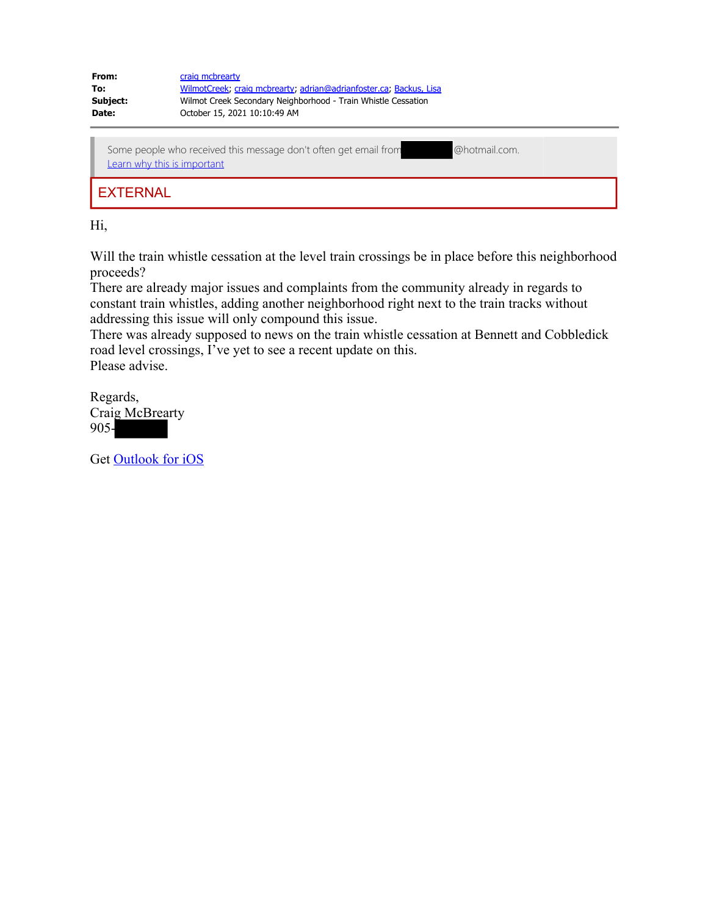**From:** craig mcbrearty
**To:** WilmotCreek; craig mcbrearty; adrian@adrianfoster.ca; Backus, Lisa
**Subject:** Wilmot Creek Secondary Neighborhood - Train Whistle Cessation
**Date:** October 15, 2021 10:10:49 AM

---

Some people who received this message don't often get email from @hotmail.com.
Learn why this is important

EXTERNAL

Hi,

Will the train whistle cessation at the level train crossings be in place before this neighborhood proceeds?
There are already major issues and complaints from the community already in regards to constant train whistles, adding another neighborhood right next to the train tracks without addressing this issue will only compound this issue.
There was already supposed to news on the train whistle cessation at Bennett and Cobbledick road level crossings, I've yet to see a recent update on this.
Please advise.

Regards,
Craig McBrearty
905-

Get Outlook for iOS